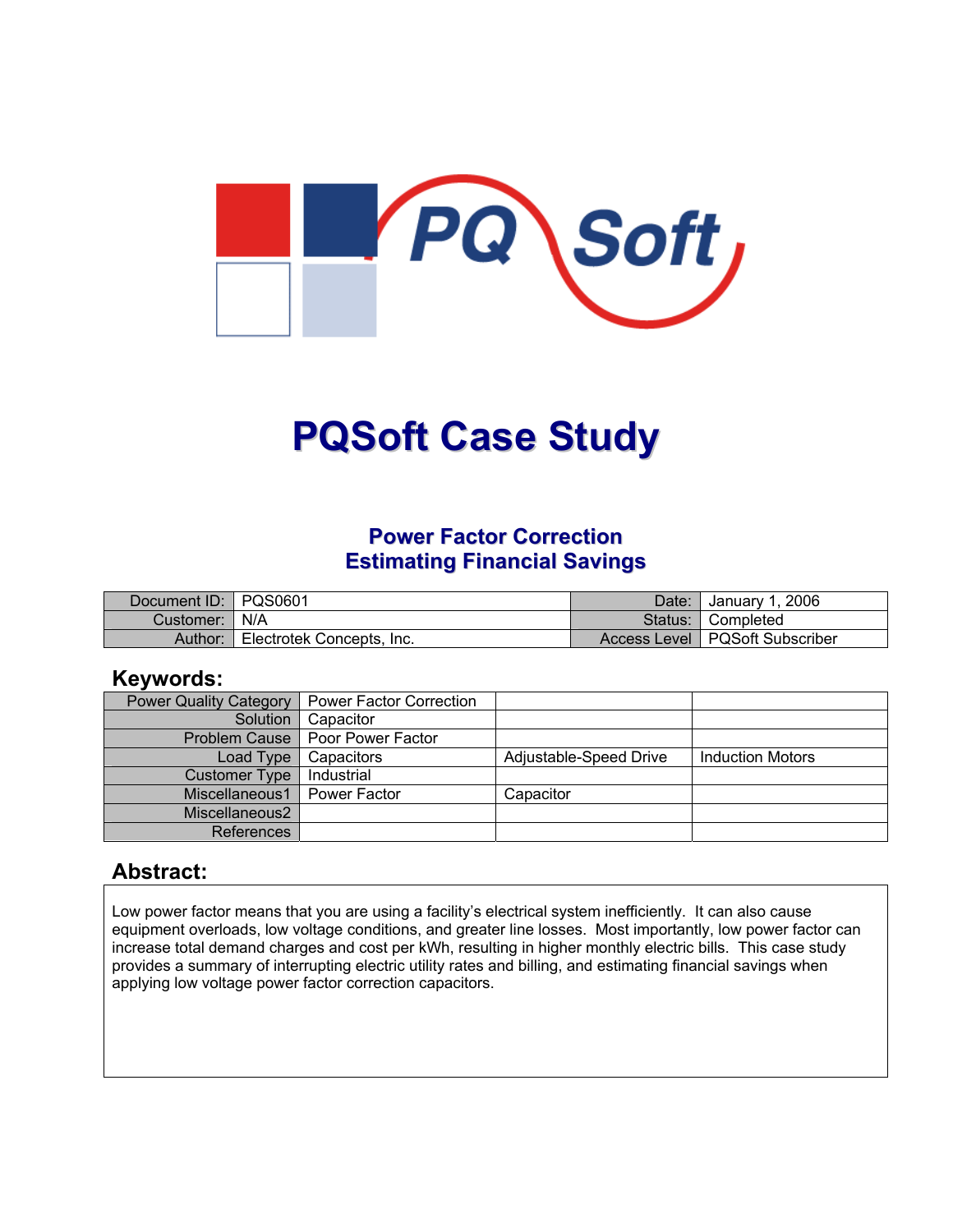# PQSoft Case Study

## Power Factor Correction
## Estimating Financial Savings

| Document ID: | PQS0601 | Date: | January 1, 2006 |
|---|---|---|---|
| Customer: | N/A | Status: | Completed |
| Author: | Electrotek Concepts, Inc. | Access Level | PQSoft Subscriber |

## Keywords:

| Power Quality Category | Power Factor Correction | | |
|---|---|---|---|
| Solution | Capacitor | | |
| Problem Cause | Poor Power Factor | | |
| Load Type | Capacitors | Adjustable-Speed Drive | Induction Motors |
| Customer Type | Industrial | | |
| Miscellaneous1 | Power Factor | Capacitor | |
| Miscellaneous2 | | | |
| References | | | |

## Abstract:

Low power factor means that you are using a facility's electrical system inefficiently. It can also cause equipment overloads, low voltage conditions, and greater line losses. Most importantly, low power factor can increase total demand charges and cost per kWh, resulting in higher monthly electric bills. This case study provides a summary of interrupting electric utility rates and billing, and estimating financial savings when applying low voltage power factor correction capacitors.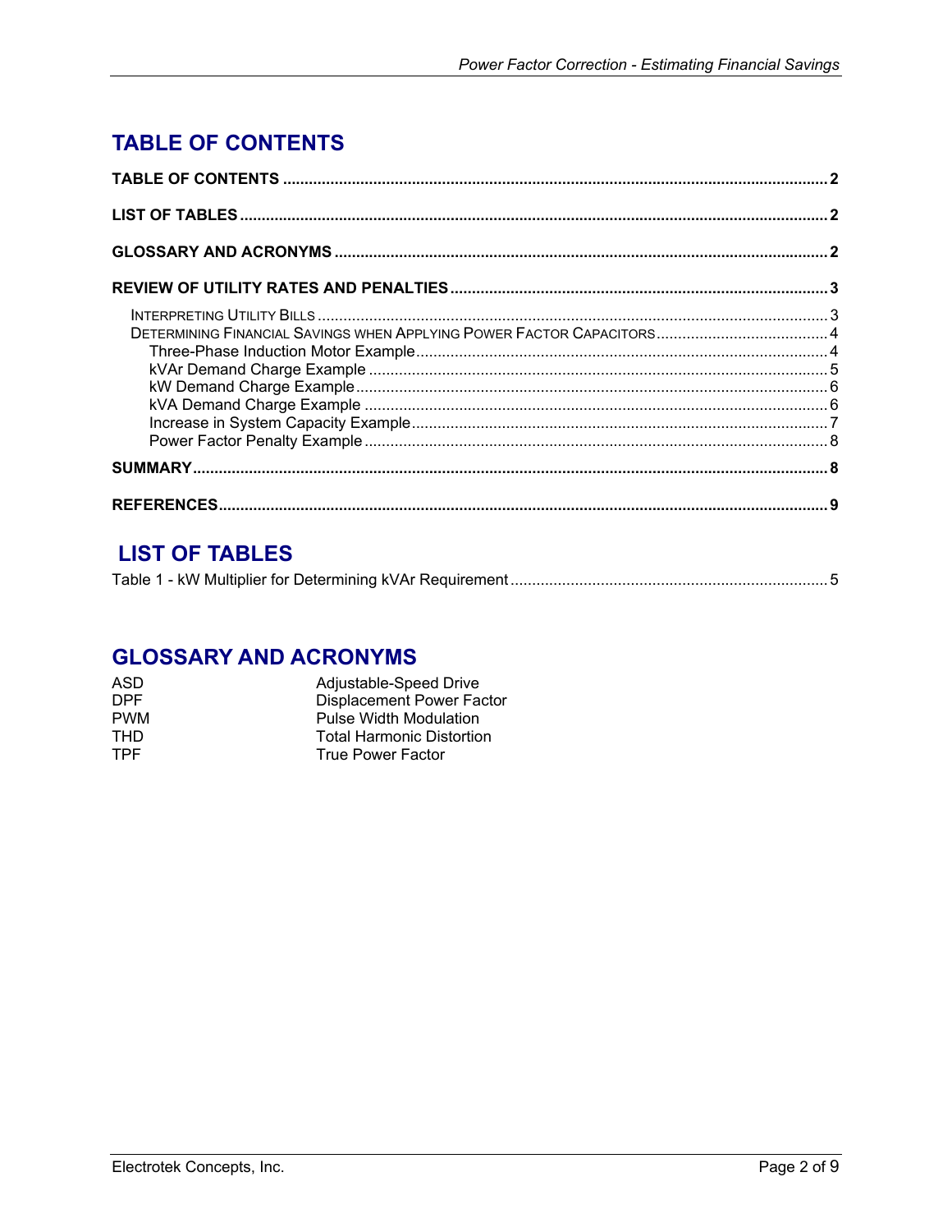## TABLE OF CONTENTS

**TABLE OF CONTENTS** ..... 2

**LIST OF TABLES** ..... 2

**GLOSSARY AND ACRONYMS** ..... 2

**REVIEW OF UTILITY RATES AND PENALTIES** ..... 3

- INTERPRETING UTILITY BILLS ..... 3
- DETERMINING FINANCIAL SAVINGS WHEN APPLYING POWER FACTOR CAPACITORS ..... 4
  - Three-Phase Induction Motor Example ..... 4
  - kVAr Demand Charge Example ..... 5
  - kW Demand Charge Example ..... 6
  - kVA Demand Charge Example ..... 6
  - Increase in System Capacity Example ..... 7
  - Power Factor Penalty Example ..... 8

**SUMMARY** ..... 8

**REFERENCES** ..... 9

## LIST OF TABLES

Table 1 - kW Multiplier for Determining kVAr Requirement ..... 5

## GLOSSARY AND ACRONYMS

| | |
|---|---|
| ASD | Adjustable-Speed Drive |
| DPF | Displacement Power Factor |
| PWM | Pulse Width Modulation |
| THD | Total Harmonic Distortion |
| TPF | True Power Factor |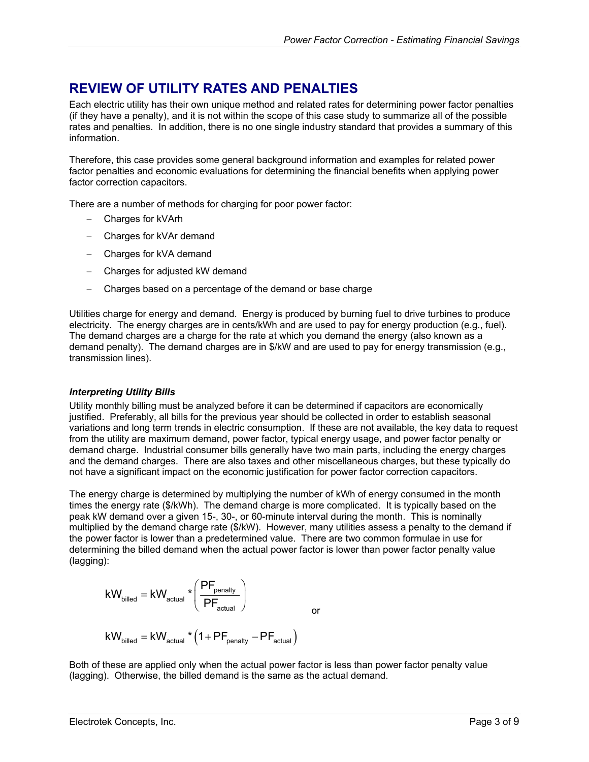## REVIEW OF UTILITY RATES AND PENALTIES

Each electric utility has their own unique method and related rates for determining power factor penalties (if they have a penalty), and it is not within the scope of this case study to summarize all of the possible rates and penalties. In addition, there is no one single industry standard that provides a summary of this information.

Therefore, this case provides some general background information and examples for related power factor penalties and economic evaluations for determining the financial benefits when applying power factor correction capacitors.

There are a number of methods for charging for poor power factor:

- Charges for kVArh
- Charges for kVAr demand
- Charges for kVA demand
- Charges for adjusted kW demand
- Charges based on a percentage of the demand or base charge

Utilities charge for energy and demand. Energy is produced by burning fuel to drive turbines to produce electricity. The energy charges are in cents/kWh and are used to pay for energy production (e.g., fuel). The demand charges are a charge for the rate at which you demand the energy (also known as a demand penalty). The demand charges are in $/kW and are used to pay for energy transmission (e.g., transmission lines).

### *Interpreting Utility Bills*

Utility monthly billing must be analyzed before it can be determined if capacitors are economically justified. Preferably, all bills for the previous year should be collected in order to establish seasonal variations and long term trends in electric consumption. If these are not available, the key data to request from the utility are maximum demand, power factor, typical energy usage, and power factor penalty or demand charge. Industrial consumer bills generally have two main parts, including the energy charges and the demand charges. There are also taxes and other miscellaneous charges, but these typically do not have a significant impact on the economic justification for power factor correction capacitors.

The energy charge is determined by multiplying the number of kWh of energy consumed in the month times the energy rate ($/kWh). The demand charge is more complicated. It is typically based on the peak kW demand over a given 15-, 30-, or 60-minute interval during the month. This is nominally multiplied by the demand charge rate ($/kW). However, many utilities assess a penalty to the demand if the power factor is lower than a predetermined value. There are two common formulae in use for determining the billed demand when the actual power factor is lower than power factor penalty value (lagging):

$$kW_{billed} = kW_{actual} * \left( \frac{PF_{penalty}}{PF_{actual}} \right)$$

or

$$kW_{billed} = kW_{actual} * \left( 1 + PF_{penalty} - PF_{actual} \right)$$

Both of these are applied only when the actual power factor is less than power factor penalty value (lagging). Otherwise, the billed demand is the same as the actual demand.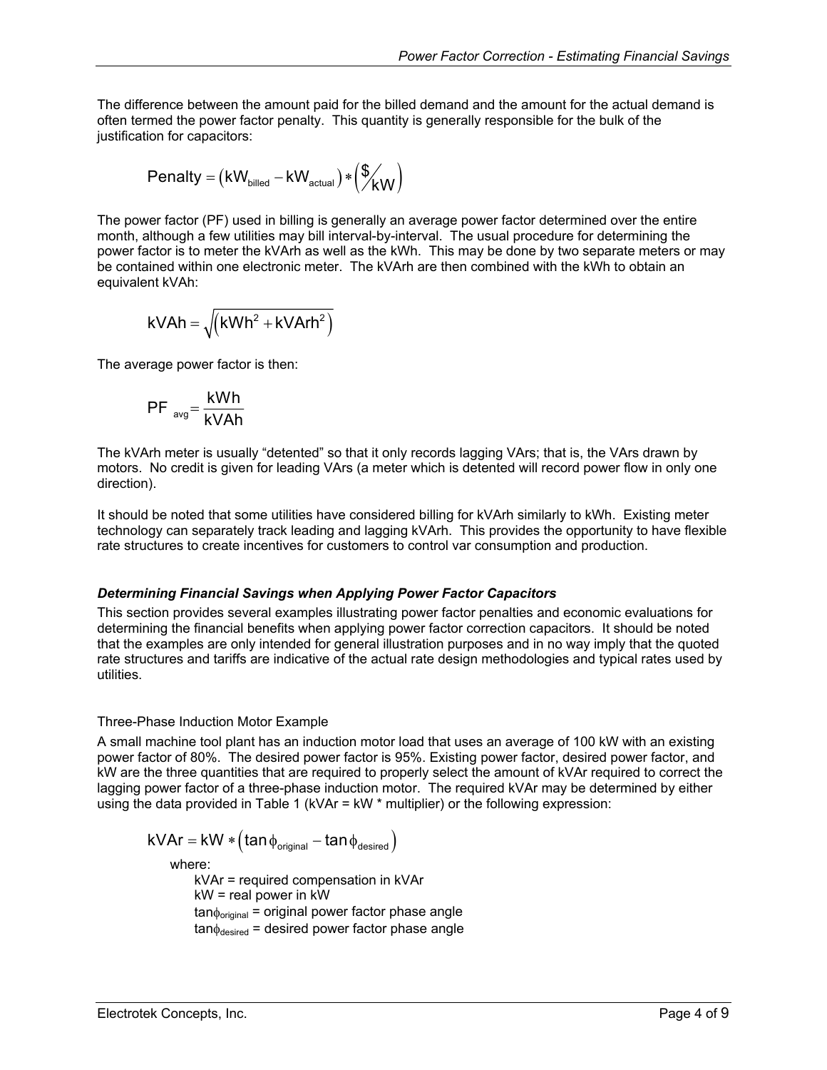The difference between the amount paid for the billed demand and the amount for the actual demand is often termed the power factor penalty. This quantity is generally responsible for the bulk of the justification for capacitors:

$$\text{Penalty} = \left(kW_{billed} - kW_{actual}\right) * \left(\$/_{kW}\right)$$

The power factor (PF) used in billing is generally an average power factor determined over the entire month, although a few utilities may bill interval-by-interval. The usual procedure for determining the power factor is to meter the kVArh as well as the kWh. This may be done by two separate meters or may be contained within one electronic meter. The kVArh are then combined with the kWh to obtain an equivalent kVAh:

$$kVAh = \sqrt{\left(kWh^2 + kVArh^2\right)}$$

The average power factor is then:

$$PF_{avg} = \frac{kWh}{kVAh}$$

The kVArh meter is usually "detented" so that it only records lagging VArs; that is, the VArs drawn by motors. No credit is given for leading VArs (a meter which is detented will record power flow in only one direction).

It should be noted that some utilities have considered billing for kVArh similarly to kWh. Existing meter technology can separately track leading and lagging kVArh. This provides the opportunity to have flexible rate structures to create incentives for customers to control var consumption and production.

### *Determining Financial Savings when Applying Power Factor Capacitors*

This section provides several examples illustrating power factor penalties and economic evaluations for determining the financial benefits when applying power factor correction capacitors. It should be noted that the examples are only intended for general illustration purposes and in no way imply that the quoted rate structures and tariffs are indicative of the actual rate design methodologies and typical rates used by utilities.

#### Three-Phase Induction Motor Example

A small machine tool plant has an induction motor load that uses an average of 100 kW with an existing power factor of 80%. The desired power factor is 95%. Existing power factor, desired power factor, and kW are the three quantities that are required to properly select the amount of kVAr required to correct the lagging power factor of a three-phase induction motor. The required kVAr may be determined by either using the data provided in Table 1 (kVAr = kW * multiplier) or the following expression:

$$kVAr = kW * \left(\tan\phi_{original} - \tan\phi_{desired}\right)$$

where:

- kVAr = required compensation in kVAr
- kW = real power in kW
- $\tan\phi_{original}$ = original power factor phase angle
- $\tan\phi_{desired}$ = desired power factor phase angle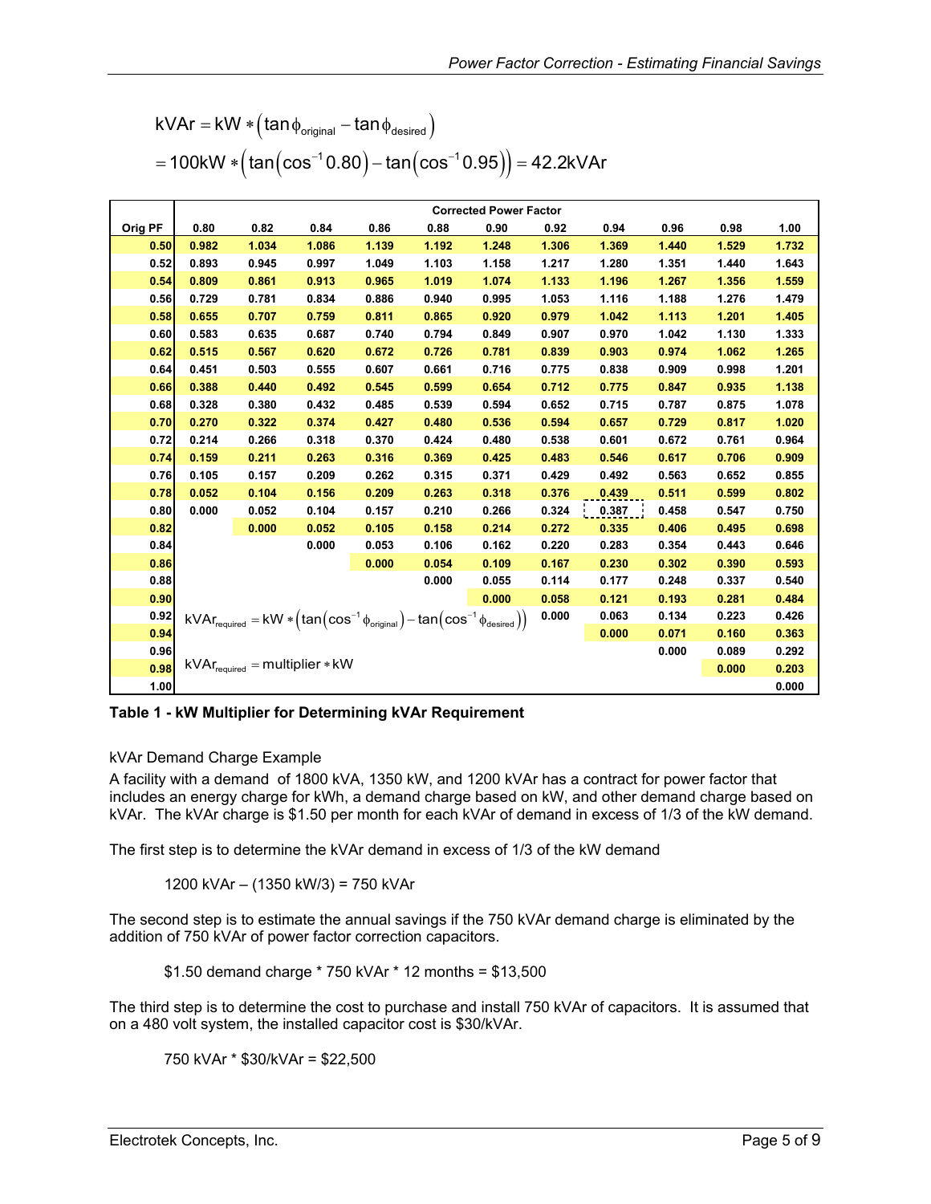$$\text{kVAr} = \text{kW} * \left(\tan\phi_{\text{original}} - \tan\phi_{\text{desired}}\right)$$

$$= 100\text{kW} * \left(\tan\left(\cos^{-1} 0.80\right) - \tan\left(\cos^{-1} 0.95\right)\right) = 42.2\text{kVAr}$$

| | Corrected Power Factor | | | | | | | | | | |
|---|---|---|---|---|---|---|---|---|---|---|---|
| **Orig PF** | **0.80** | **0.82** | **0.84** | **0.86** | **0.88** | **0.90** | **0.92** | **0.94** | **0.96** | **0.98** | **1.00** |
| **0.50** | 0.982 | 1.034 | 1.086 | 1.139 | 1.192 | 1.248 | 1.306 | 1.369 | 1.440 | 1.529 | 1.732 |
| **0.52** | 0.893 | 0.945 | 0.997 | 1.049 | 1.103 | 1.158 | 1.217 | 1.280 | 1.351 | 1.440 | 1.643 |
| **0.54** | 0.809 | 0.861 | 0.913 | 0.965 | 1.019 | 1.074 | 1.133 | 1.196 | 1.267 | 1.356 | 1.559 |
| **0.56** | 0.729 | 0.781 | 0.834 | 0.886 | 0.940 | 0.995 | 1.053 | 1.116 | 1.188 | 1.276 | 1.479 |
| **0.58** | 0.655 | 0.707 | 0.759 | 0.811 | 0.865 | 0.920 | 0.979 | 1.042 | 1.113 | 1.201 | 1.405 |
| **0.60** | 0.583 | 0.635 | 0.687 | 0.740 | 0.794 | 0.849 | 0.907 | 0.970 | 1.042 | 1.130 | 1.333 |
| **0.62** | 0.515 | 0.567 | 0.620 | 0.672 | 0.726 | 0.781 | 0.839 | 0.903 | 0.974 | 1.062 | 1.265 |
| **0.64** | 0.451 | 0.503 | 0.555 | 0.607 | 0.661 | 0.716 | 0.775 | 0.838 | 0.909 | 0.998 | 1.201 |
| **0.66** | 0.388 | 0.440 | 0.492 | 0.545 | 0.599 | 0.654 | 0.712 | 0.775 | 0.847 | 0.935 | 1.138 |
| **0.68** | 0.328 | 0.380 | 0.432 | 0.485 | 0.539 | 0.594 | 0.652 | 0.715 | 0.787 | 0.875 | 1.078 |
| **0.70** | 0.270 | 0.322 | 0.374 | 0.427 | 0.480 | 0.536 | 0.594 | 0.657 | 0.729 | 0.817 | 1.020 |
| **0.72** | 0.214 | 0.266 | 0.318 | 0.370 | 0.424 | 0.480 | 0.538 | 0.601 | 0.672 | 0.761 | 0.964 |
| **0.74** | 0.159 | 0.211 | 0.263 | 0.316 | 0.369 | 0.425 | 0.483 | 0.546 | 0.617 | 0.706 | 0.909 |
| **0.76** | 0.105 | 0.157 | 0.209 | 0.262 | 0.315 | 0.371 | 0.429 | 0.492 | 0.563 | 0.652 | 0.855 |
| **0.78** | 0.052 | 0.104 | 0.156 | 0.209 | 0.263 | 0.318 | 0.376 | 0.439 | 0.511 | 0.599 | 0.802 |
| **0.80** | 0.000 | 0.052 | 0.104 | 0.157 | 0.210 | 0.266 | 0.324 | 0.387 | 0.458 | 0.547 | 0.750 |
| **0.82** | | 0.000 | 0.052 | 0.105 | 0.158 | 0.214 | 0.272 | 0.335 | 0.406 | 0.495 | 0.698 |
| **0.84** | | | 0.000 | 0.053 | 0.106 | 0.162 | 0.220 | 0.283 | 0.354 | 0.443 | 0.646 |
| **0.86** | | | | 0.000 | 0.054 | 0.109 | 0.167 | 0.230 | 0.302 | 0.390 | 0.593 |
| **0.88** | | | | | 0.000 | 0.055 | 0.114 | 0.177 | 0.248 | 0.337 | 0.540 |
| **0.90** | | | | | | 0.000 | 0.058 | 0.121 | 0.193 | 0.281 | 0.484 |
| **0.92** | | | | | | | 0.000 | 0.063 | 0.134 | 0.223 | 0.426 |
| **0.94** | | | | | | | | 0.000 | 0.071 | 0.160 | 0.363 |
| **0.96** | | | | | | | | | 0.000 | 0.089 | 0.292 |
| **0.98** | | | | | | | | | | 0.000 | 0.203 |
| **1.00** | | | | | | | | | | | 0.000 |

$$\text{kVAr}_{\text{required}} = \text{kW} * \left(\tan\left(\cos^{-1}\phi_{\text{original}}\right) - \tan\left(\cos^{-1}\phi_{\text{desired}}\right)\right)$$

$$\text{kVAr}_{\text{required}} = \text{multiplier} * \text{kW}$$

**Table 1 - kW Multiplier for Determining kVAr Requirement**

kVAr Demand Charge Example

A facility with a demand of 1800 kVA, 1350 kW, and 1200 kVAr has a contract for power factor that includes an energy charge for kWh, a demand charge based on kW, and other demand charge based on kVAr. The kVAr charge is $1.50 per month for each kVAr of demand in excess of 1/3 of the kW demand.

The first step is to determine the kVAr demand in excess of 1/3 of the kW demand

1200 kVAr – (1350 kW/3) = 750 kVAr

The second step is to estimate the annual savings if the 750 kVAr demand charge is eliminated by the addition of 750 kVAr of power factor correction capacitors.

$1.50 demand charge * 750 kVAr * 12 months = $13,500

The third step is to determine the cost to purchase and install 750 kVAr of capacitors. It is assumed that on a 480 volt system, the installed capacitor cost is $30/kVAr.

750 kVAr * $30/kVAr = $22,500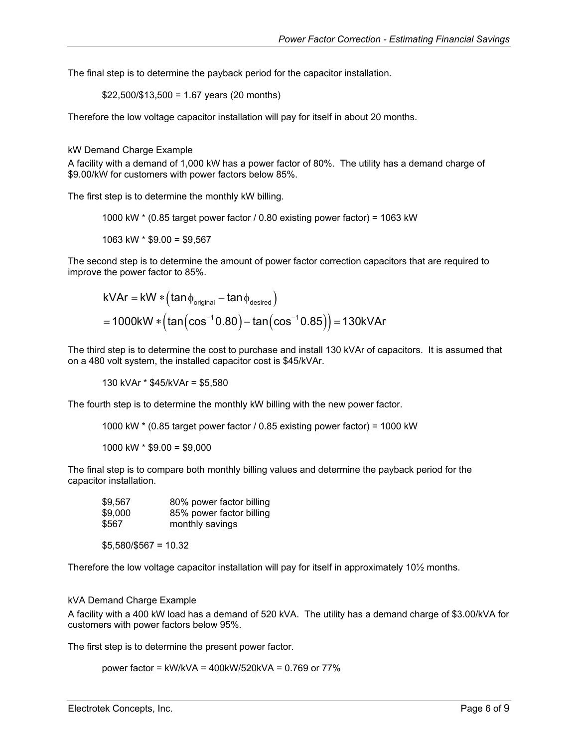The final step is to determine the payback period for the capacitor installation.

$22,500/$13,500 = 1.67 years (20 months)

Therefore the low voltage capacitor installation will pay for itself in about 20 months.

### kW Demand Charge Example

A facility with a demand of 1,000 kW has a power factor of 80%. The utility has a demand charge of $9.00/kW for customers with power factors below 85%.

The first step is to determine the monthly kW billing.

1000 kW * (0.85 target power factor / 0.80 existing power factor) = 1063 kW

1063 kW * $9.00 = $9,567

The second step is to determine the amount of power factor correction capacitors that are required to improve the power factor to 85%.

$$
\begin{aligned}
\text{kVAr} &= \text{kW} * \left(\tan\phi_{\text{original}} - \tan\phi_{\text{desired}}\right) \\
&= 1000\text{kW} * \left(\tan\left(\cos^{-1}0.80\right) - \tan\left(\cos^{-1}0.85\right)\right) = 130\text{kVAr}
\end{aligned}
$$

The third step is to determine the cost to purchase and install 130 kVAr of capacitors. It is assumed that on a 480 volt system, the installed capacitor cost is $45/kVAr.

130 kVAr * $45/kVAr = $5,580

The fourth step is to determine the monthly kW billing with the new power factor.

1000 kW * (0.85 target power factor / 0.85 existing power factor) = 1000 kW

1000 kW * $9.00 = $9,000

The final step is to compare both monthly billing values and determine the payback period for the capacitor installation.

| | |
|---|---|
| $9,567 | 80% power factor billing |
| $9,000 | 85% power factor billing |
| $567 | monthly savings |

$5,580/$567 = 10.32

Therefore the low voltage capacitor installation will pay for itself in approximately 10½ months.

### kVA Demand Charge Example

A facility with a 400 kW load has a demand of 520 kVA. The utility has a demand charge of $3.00/kVA for customers with power factors below 95%.

The first step is to determine the present power factor.

power factor = kW/kVA = 400kW/520kVA = 0.769 or 77%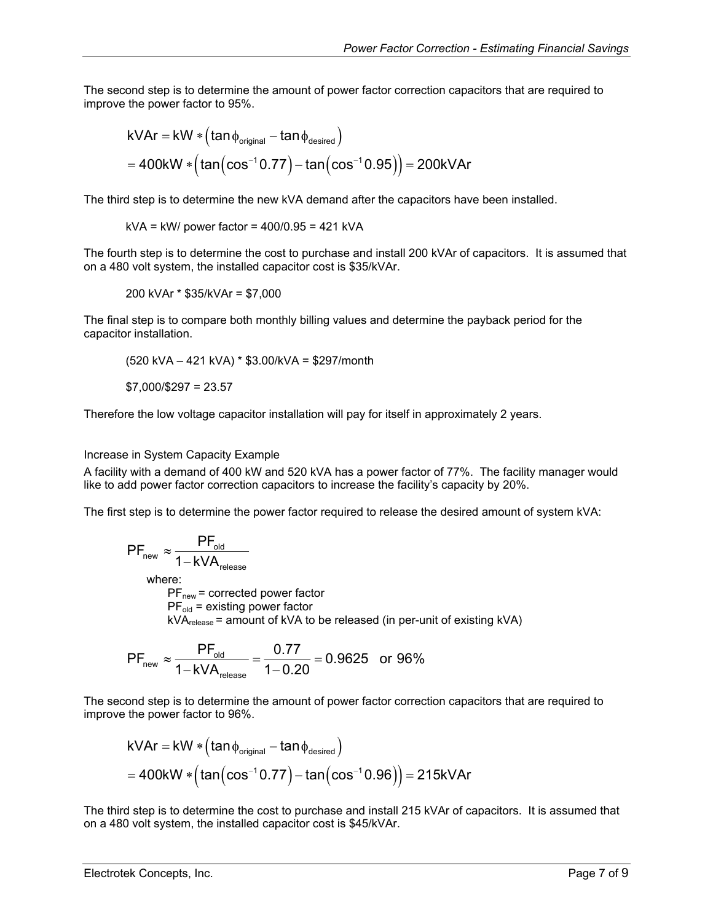The second step is to determine the amount of power factor correction capacitors that are required to improve the power factor to 95%.

$$
\begin{aligned}
\text{kVAr} &= \text{kW} * \left(\tan\phi_{\text{original}} - \tan\phi_{\text{desired}}\right) \\
&= 400\text{kW} * \left(\tan\left(\cos^{-1}0.77\right) - \tan\left(\cos^{-1}0.95\right)\right) = 200\text{kVAr}
\end{aligned}
$$

The third step is to determine the new kVA demand after the capacitors have been installed.

kVA = kW/ power factor = 400/0.95 = 421 kVA

The fourth step is to determine the cost to purchase and install 200 kVAr of capacitors. It is assumed that on a 480 volt system, the installed capacitor cost is $35/kVAr.

200 kVAr * $35/kVAr = $7,000

The final step is to compare both monthly billing values and determine the payback period for the capacitor installation.

(520 kVA – 421 kVA) * $3.00/kVA = $297/month

$7,000/$297 = 23.57

Therefore the low voltage capacitor installation will pay for itself in approximately 2 years.

## Increase in System Capacity Example

A facility with a demand of 400 kW and 520 kVA has a power factor of 77%. The facility manager would like to add power factor correction capacitors to increase the facility's capacity by 20%.

The first step is to determine the power factor required to release the desired amount of system kVA:

$$
\text{PF}_{\text{new}} \approx \frac{\text{PF}_{\text{old}}}{1 - \text{kVA}_{\text{release}}}
$$

where:
- $\text{PF}_{\text{new}}$ = corrected power factor
- $\text{PF}_{\text{old}}$ = existing power factor
- $\text{kVA}_{\text{release}}$ = amount of kVA to be released (in per-unit of existing kVA)

$$
\text{PF}_{\text{new}} \approx \frac{\text{PF}_{\text{old}}}{1 - \text{kVA}_{\text{release}}} = \frac{0.77}{1 - 0.20} = 0.9625 \quad \text{or } 96\%
$$

The second step is to determine the amount of power factor correction capacitors that are required to improve the power factor to 96%.

$$
\begin{aligned}
\text{kVAr} &= \text{kW} * \left(\tan\phi_{\text{original}} - \tan\phi_{\text{desired}}\right) \\
&= 400\text{kW} * \left(\tan\left(\cos^{-1}0.77\right) - \tan\left(\cos^{-1}0.96\right)\right) = 215\text{kVAr}
\end{aligned}
$$

The third step is to determine the cost to purchase and install 215 kVAr of capacitors. It is assumed that on a 480 volt system, the installed capacitor cost is $45/kVAr.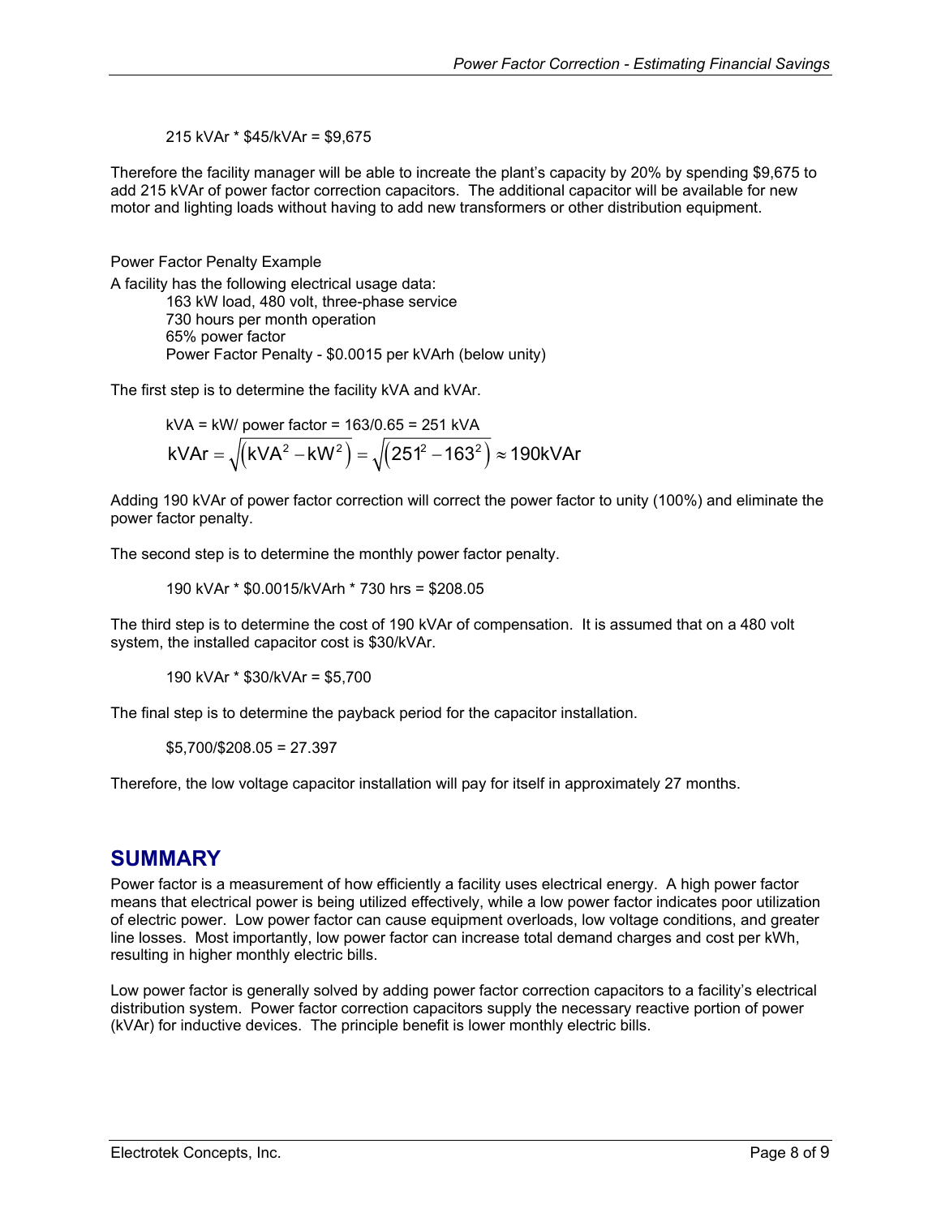215 kVAr * $45/kVAr = $9,675

Therefore the facility manager will be able to increate the plant's capacity by 20% by spending $9,675 to add 215 kVAr of power factor correction capacitors. The additional capacitor will be available for new motor and lighting loads without having to add new transformers or other distribution equipment.

Power Factor Penalty Example

A facility has the following electrical usage data:

163 kW load, 480 volt, three-phase service
730 hours per month operation
65% power factor
Power Factor Penalty - $0.0015 per kVArh (below unity)

The first step is to determine the facility kVA and kVAr.

kVA = kW/ power factor = 163/0.65 = 251 kVA

$$\text{kVAr} = \sqrt{\left(\text{kVA}^2 - \text{kW}^2\right)} = \sqrt{\left(251^2 - 163^2\right)} \approx 190\text{kVAr}$$

Adding 190 kVAr of power factor correction will correct the power factor to unity (100%) and eliminate the power factor penalty.

The second step is to determine the monthly power factor penalty.

190 kVAr * $0.0015/kVArh * 730 hrs = $208.05

The third step is to determine the cost of 190 kVAr of compensation. It is assumed that on a 480 volt system, the installed capacitor cost is $30/kVAr.

190 kVAr * $30/kVAr = $5,700

The final step is to determine the payback period for the capacitor installation.

$5,700/$208.05 = 27.397

Therefore, the low voltage capacitor installation will pay for itself in approximately 27 months.

## SUMMARY

Power factor is a measurement of how efficiently a facility uses electrical energy. A high power factor means that electrical power is being utilized effectively, while a low power factor indicates poor utilization of electric power. Low power factor can cause equipment overloads, low voltage conditions, and greater line losses. Most importantly, low power factor can increase total demand charges and cost per kWh, resulting in higher monthly electric bills.

Low power factor is generally solved by adding power factor correction capacitors to a facility's electrical distribution system. Power factor correction capacitors supply the necessary reactive portion of power (kVAr) for inductive devices. The principle benefit is lower monthly electric bills.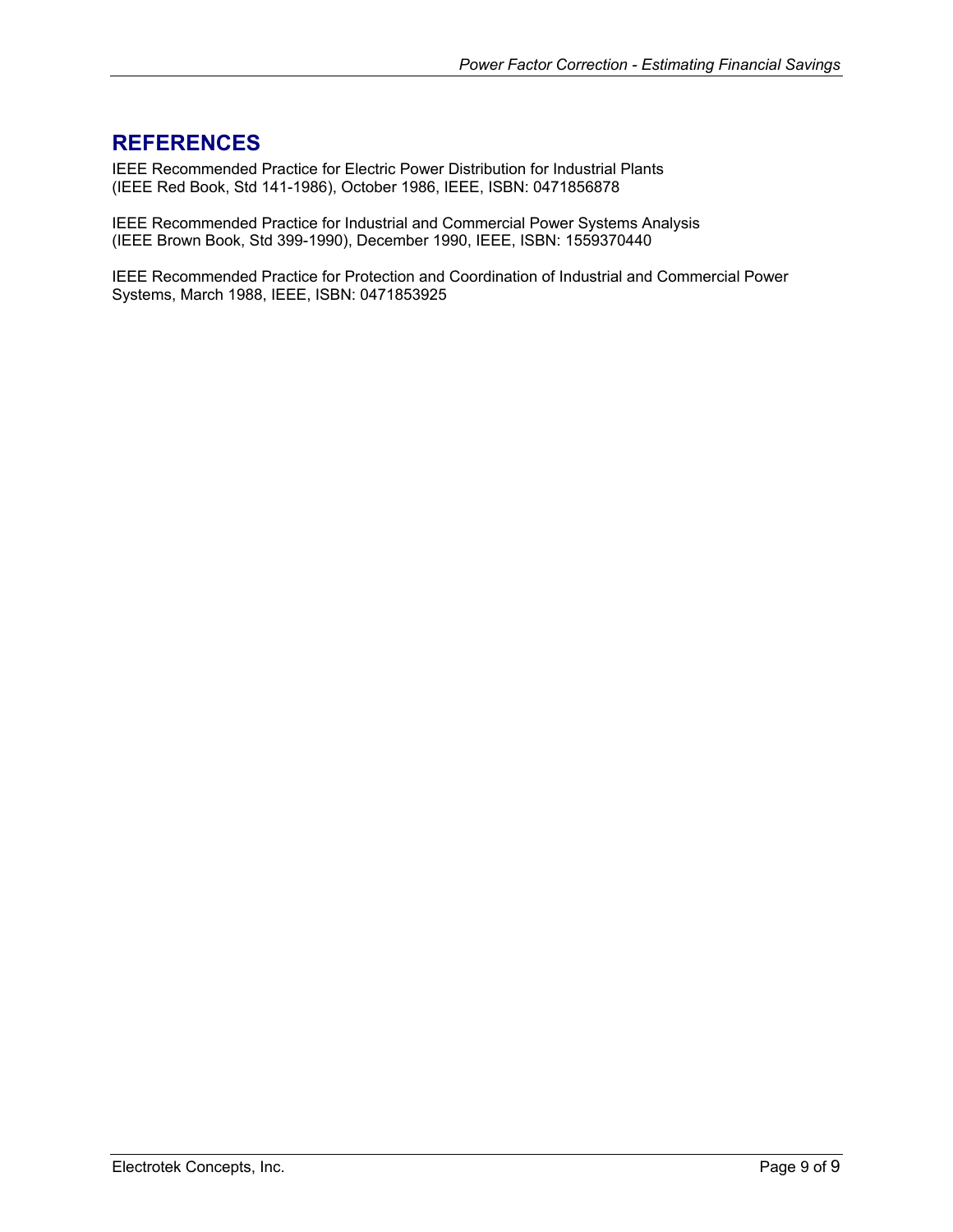## REFERENCES

IEEE Recommended Practice for Electric Power Distribution for Industrial Plants
(IEEE Red Book, Std 141-1986), October 1986, IEEE, ISBN: 0471856878

IEEE Recommended Practice for Industrial and Commercial Power Systems Analysis
(IEEE Brown Book, Std 399-1990), December 1990, IEEE, ISBN: 1559370440

IEEE Recommended Practice for Protection and Coordination of Industrial and Commercial Power Systems, March 1988, IEEE, ISBN: 0471853925